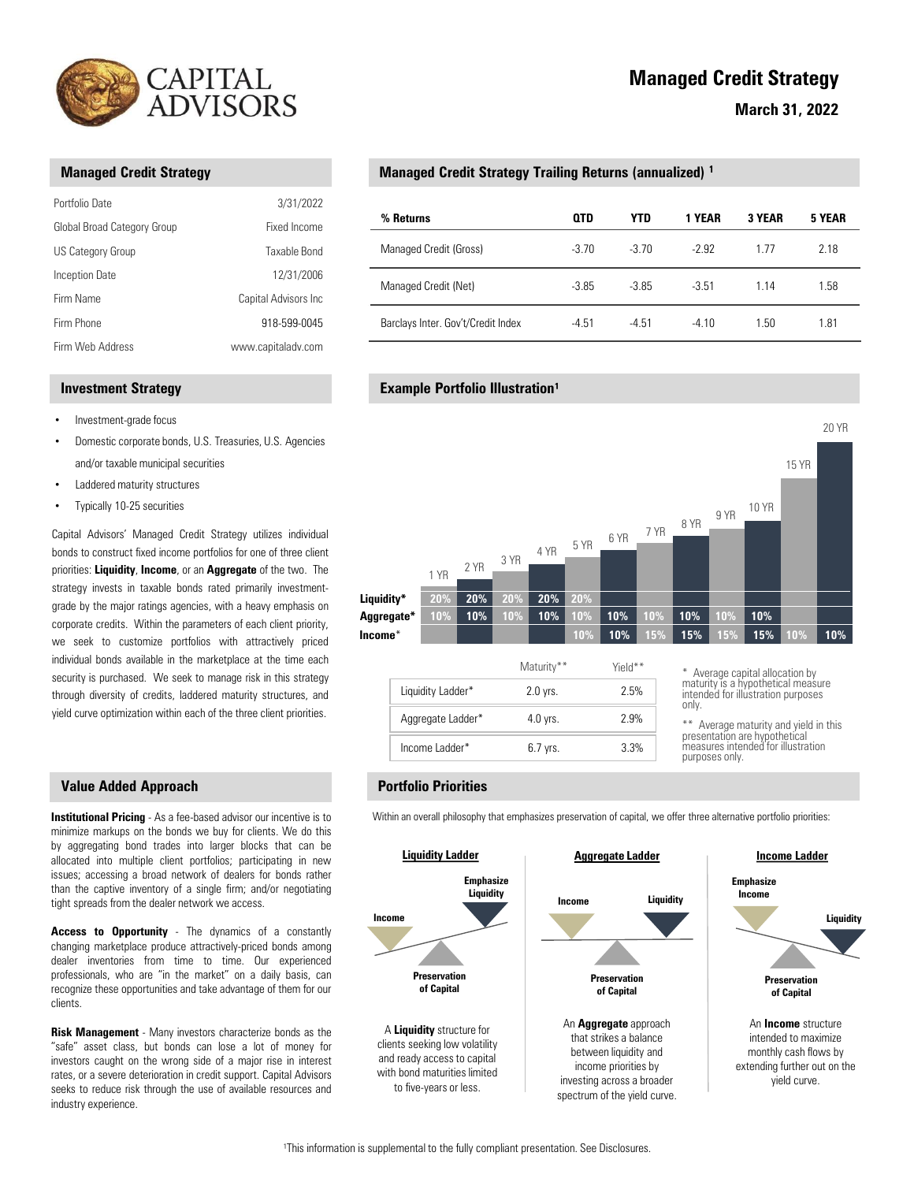# Managed Credit Strategy

**March 31, 2022**

## Managed Credit Strategy

| | |
|---|---|
| Portfolio Date | 3/31/2022 |
| Global Broad Category Group | Fixed Income |
| US Category Group | Taxable Bond |
| Inception Date | 12/31/2006 |
| Firm Name | Capital Advisors Inc |
| Firm Phone | 918-599-0045 |
| Firm Web Address | www.capitaladv.com |

## Investment Strategy

- Investment-grade focus
- Domestic corporate bonds, U.S. Treasuries, U.S. Agencies and/or taxable municipal securities
- Laddered maturity structures
- Typically 10-25 securities

Capital Advisors' Managed Credit Strategy utilizes individual bonds to construct fixed income portfolios for one of three client priorities: **Liquidity**, **Income**, or an **Aggregate** of the two. The strategy invests in taxable bonds rated primarily investment-grade by the major ratings agencies, with a heavy emphasis on corporate credits. Within the parameters of each client priority, we seek to customize portfolios with attractively priced individual bonds available in the marketplace at the time each security is purchased. We seek to manage risk in this strategy through diversity of credits, laddered maturity structures, and yield curve optimization within each of the three client priorities.

## Value Added Approach

**Institutional Pricing** - As a fee-based advisor our incentive is to minimize markups on the bonds we buy for clients. We do this by aggregating bond trades into larger blocks that can be allocated into multiple client portfolios; participating in new issues; accessing a broad network of dealers for bonds rather than the captive inventory of a single firm; and/or negotiating tight spreads from the dealer network we access.

**Access to Opportunity** - The dynamics of a constantly changing marketplace produce attractively-priced bonds among dealer inventories from time to time. Our experienced professionals, who are "in the market" on a daily basis, can recognize these opportunities and take advantage of them for our clients.

**Risk Management** - Many investors characterize bonds as the "safe" asset class, but bonds can lose a lot of money for investors caught on the wrong side of a major rise in interest rates, or a severe deterioration in credit support. Capital Advisors seeks to reduce risk through the use of available resources and industry experience.

## Managed Credit Strategy Trailing Returns (annualized) [1]

| % Returns | QTD | YTD | 1 YEAR | 3 YEAR | 5 YEAR |
|---|---|---|---|---|---|
| Managed Credit (Gross) | -3.70 | -3.70 | -2.92 | 1.77 | 2.18 |
| Managed Credit (Net) | -3.85 | -3.85 | -3.51 | 1.14 | 1.58 |
| Barclays Inter. Gov't/Credit Index | -4.51 | -4.51 | -4.10 | 1.50 | 1.81 |

## Example Portfolio Illustration[1]

| | 1 YR | 2 YR | 3 YR | 4 YR | 5 YR | 6 YR | 7 YR | 8 YR | 9 YR | 10 YR | 15 YR | 20 YR |
|---|---|---|---|---|---|---|---|---|---|---|---|---|
| Liquidity* | 20% | 20% | 20% | 20% | 20% | | | | | | | |
| Aggregate* | 10% | 10% | 10% | 10% | 10% | 10% | 10% | 10% | 10% | 10% | | |
| Income* | | | | | 10% | 10% | 15% | 15% | 15% | 15% | 10% | 10% |

| | Maturity** | Yield** |
|---|---|---|
| Liquidity Ladder* | 2.0 yrs. | 2.5% |
| Aggregate Ladder* | 4.0 yrs. | 2.9% |
| Income Ladder* | 6.7 yrs. | 3.3% |

\* Average capital allocation by maturity is a hypothetical measure intended for illustration purposes only.

** Average maturity and yield in this presentation are hypothetical measures intended for illustration purposes only.

## Portfolio Priorities

Within an overall philosophy that emphasizes preservation of capital, we offer three alternative portfolio priorities:

**Liquidity Ladder**

Emphasize Liquidity — Income — Preservation of Capital

A **Liquidity** structure for clients seeking low volatility and ready access to capital with bond maturities limited to five-years or less.

**Aggregate Ladder**

Income — Liquidity — Preservation of Capital

An **Aggregate** approach that strikes a balance between liquidity and income priorities by investing across a broader spectrum of the yield curve.

**Income Ladder**

Emphasize Income — Liquidity — Preservation of Capital

An **Income** structure intended to maximize monthly cash flows by extending further out on the yield curve.

[1]This information is supplemental to the fully compliant presentation. See Disclosures.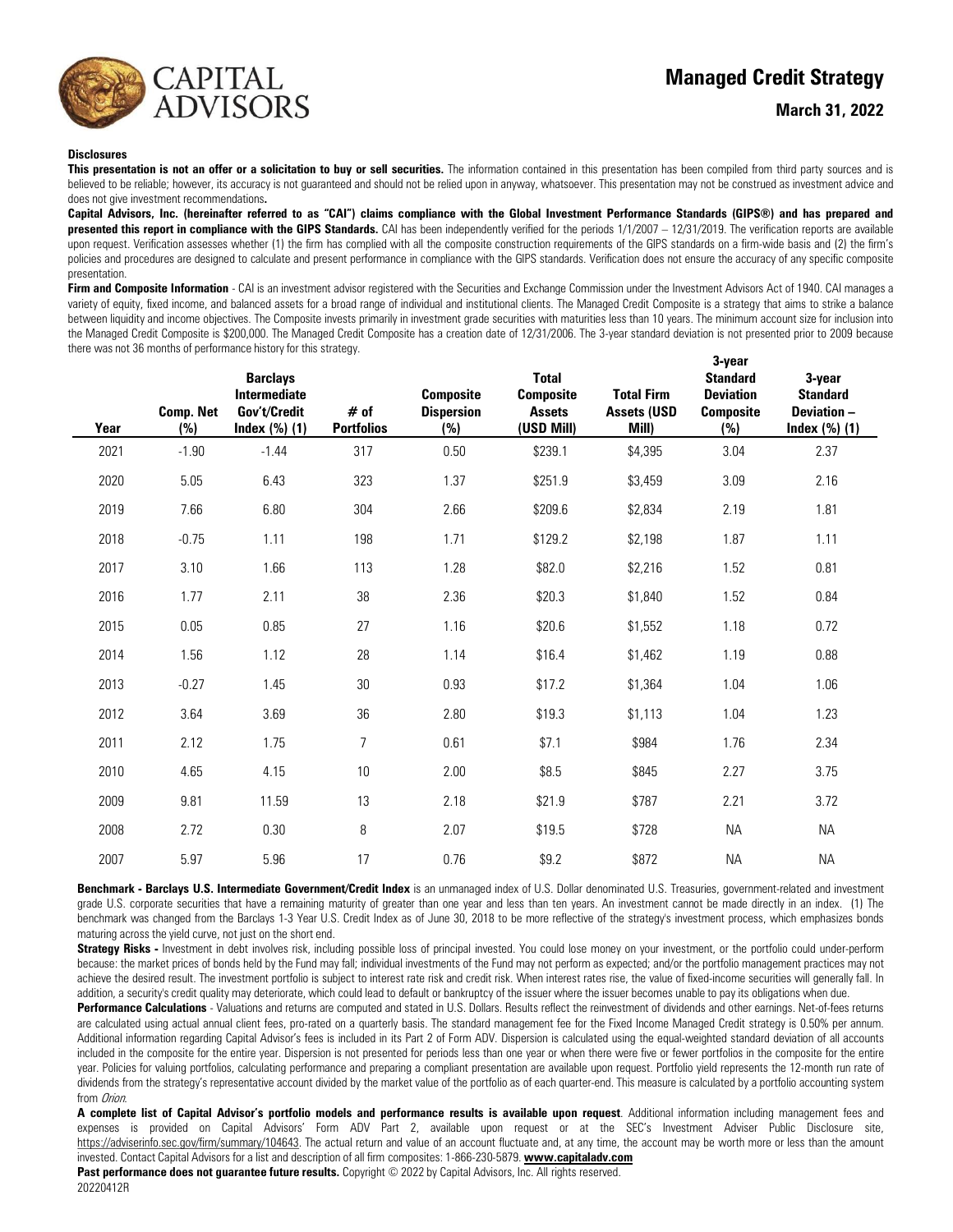# Managed Credit Strategy

**March 31, 2022**

**Disclosures**

**This presentation is not an offer or a solicitation to buy or sell securities.** The information contained in this presentation has been compiled from third party sources and is believed to be reliable; however, its accuracy is not guaranteed and should not be relied upon in anyway, whatsoever. This presentation may not be construed as investment advice and does not give investment recommendations**.**

**Capital Advisors, Inc. (hereinafter referred to as "CAI") claims compliance with the Global Investment Performance Standards (GIPS®) and has prepared and presented this report in compliance with the GIPS Standards.** CAI has been independently verified for the periods 1/1/2007 – 12/31/2019. The verification reports are available upon request. Verification assesses whether (1) the firm has complied with all the composite construction requirements of the GIPS standards on a firm-wide basis and (2) the firm's policies and procedures are designed to calculate and present performance in compliance with the GIPS standards. Verification does not ensure the accuracy of any specific composite presentation.

**Firm and Composite Information** - CAI is an investment advisor registered with the Securities and Exchange Commission under the Investment Advisors Act of 1940. CAI manages a variety of equity, fixed income, and balanced assets for a broad range of individual and institutional clients. The Managed Credit Composite is a strategy that aims to strike a balance between liquidity and income objectives. The Composite invests primarily in investment grade securities with maturities less than 10 years. The minimum account size for inclusion into the Managed Credit Composite is $200,000. The Managed Credit Composite has a creation date of 12/31/2006. The 3-year standard deviation is not presented prior to 2009 because there was not 36 months of performance history for this strategy.

| Year | Comp. Net (%) | Barclays Intermediate Gov't/Credit Index (%) (1) | # of Portfolios | Composite Dispersion (%) | Total Composite Assets (USD Mill) | Total Firm Assets (USD Mill) | 3-year Standard Deviation Composite (%) | 3-year Standard Deviation – Index (%) (1) |
|---|---|---|---|---|---|---|---|---|
| 2021 | -1.90 | -1.44 | 317 | 0.50 | $239.1 | $4,395 | 3.04 | 2.37 |
| 2020 | 5.05 | 6.43 | 323 | 1.37 | $251.9 | $3,459 | 3.09 | 2.16 |
| 2019 | 7.66 | 6.80 | 304 | 2.66 | $209.6 | $2,834 | 2.19 | 1.81 |
| 2018 | -0.75 | 1.11 | 198 | 1.71 | $129.2 | $2,198 | 1.87 | 1.11 |
| 2017 | 3.10 | 1.66 | 113 | 1.28 | $82.0 | $2,216 | 1.52 | 0.81 |
| 2016 | 1.77 | 2.11 | 38 | 2.36 | $20.3 | $1,840 | 1.52 | 0.84 |
| 2015 | 0.05 | 0.85 | 27 | 1.16 | $20.6 | $1,552 | 1.18 | 0.72 |
| 2014 | 1.56 | 1.12 | 28 | 1.14 | $16.4 | $1,462 | 1.19 | 0.88 |
| 2013 | -0.27 | 1.45 | 30 | 0.93 | $17.2 | $1,364 | 1.04 | 1.06 |
| 2012 | 3.64 | 3.69 | 36 | 2.80 | $19.3 | $1,113 | 1.04 | 1.23 |
| 2011 | 2.12 | 1.75 | 7 | 0.61 | $7.1 | $984 | 1.76 | 2.34 |
| 2010 | 4.65 | 4.15 | 10 | 2.00 | $8.5 | $845 | 2.27 | 3.75 |
| 2009 | 9.81 | 11.59 | 13 | 2.18 | $21.9 | $787 | 2.21 | 3.72 |
| 2008 | 2.72 | 0.30 | 8 | 2.07 | $19.5 | $728 | NA | NA |
| 2007 | 5.97 | 5.96 | 17 | 0.76 | $9.2 | $872 | NA | NA |

**Benchmark - Barclays U.S. Intermediate Government/Credit Index** is an unmanaged index of U.S. Dollar denominated U.S. Treasuries, government-related and investment grade U.S. corporate securities that have a remaining maturity of greater than one year and less than ten years. An investment cannot be made directly in an index. (1) The benchmark was changed from the Barclays 1-3 Year U.S. Credit Index as of June 30, 2018 to be more reflective of the strategy's investment process, which emphasizes bonds maturing across the yield curve, not just on the short end.

**Strategy Risks -** Investment in debt involves risk, including possible loss of principal invested. You could lose money on your investment, or the portfolio could under-perform because: the market prices of bonds held by the Fund may fall; individual investments of the Fund may not perform as expected; and/or the portfolio management practices may not achieve the desired result. The investment portfolio is subject to interest rate risk and credit risk. When interest rates rise, the value of fixed-income securities will generally fall. In addition, a security's credit quality may deteriorate, which could lead to default or bankruptcy of the issuer where the issuer becomes unable to pay its obligations when due.

**Performance Calculations** - Valuations and returns are computed and stated in U.S. Dollars. Results reflect the reinvestment of dividends and other earnings. Net-of-fees returns are calculated using actual annual client fees, pro-rated on a quarterly basis. The standard management fee for the Fixed Income Managed Credit strategy is 0.50% per annum. Additional information regarding Capital Advisor's fees is included in its Part 2 of Form ADV. Dispersion is calculated using the equal-weighted standard deviation of all accounts included in the composite for the entire year. Dispersion is not presented for periods less than one year or when there were five or fewer portfolios in the composite for the entire year. Policies for valuing portfolios, calculating performance and preparing a compliant presentation are available upon request. Portfolio yield represents the 12-month run rate of dividends from the strategy's representative account divided by the market value of the portfolio as of each quarter-end. This measure is calculated by a portfolio accounting system from *Orion*.

**A complete list of Capital Advisor's portfolio models and performance results is available upon request**. Additional information including management fees and expenses is provided on Capital Advisors' Form ADV Part 2, available upon request or at the SEC's Investment Adviser Public Disclosure site, https://adviserinfo.sec.gov/firm/summary/104643. The actual return and value of an account fluctuate and, at any time, the account may be worth more or less than the amount invested. Contact Capital Advisors for a list and description of all firm composites: 1-866-230-5879. **www.capitaladv.com**

**Past performance does not guarantee future results.** Copyright © 2022 by Capital Advisors, Inc. All rights reserved.

20220412R